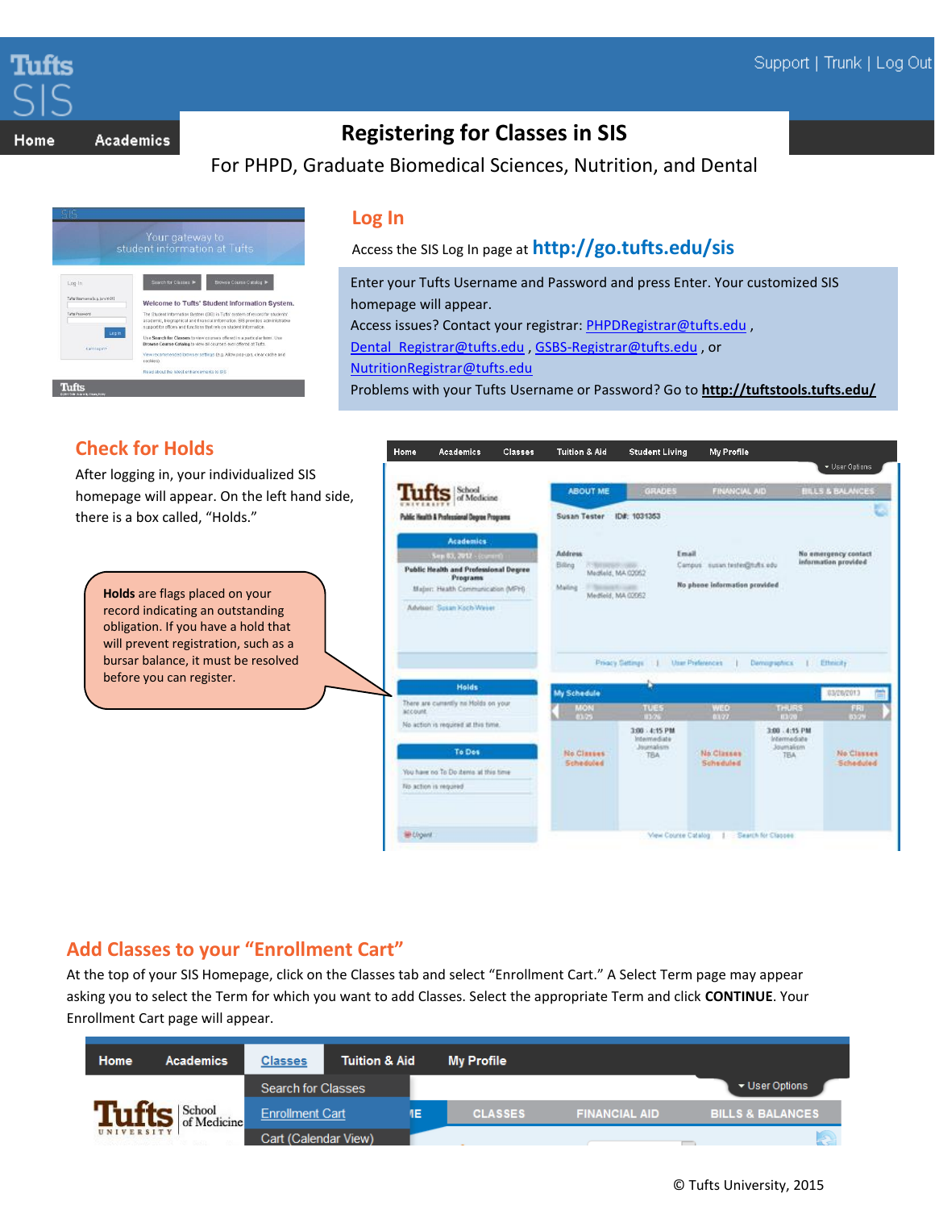# Registering for Classes in SIS

For PHPD, Graduate Biomedical Sciences, Nutrition, and Dental

## Log In

Access the SIS Log In page at **http://go.tufts.edu/sis**

Enter your Tufts Username and Password and press Enter. Your customized SIS homepage will appear.
Access issues? Contact your registrar: PHPDRegistrar@tufts.edu , Dental_Registrar@tufts.edu , GSBS-Registrar@tufts.edu , or NutritionRegistrar@tufts.edu
Problems with your Tufts Username or Password? Go to **http://tuftstools.tufts.edu/**

## Check for Holds

After logging in, your individualized SIS homepage will appear. On the left hand side, there is a box called, "Holds."

**Holds** are flags placed on your record indicating an outstanding obligation. If you have a hold that will prevent registration, such as a bursar balance, it must be resolved before you can register.

## Add Classes to your "Enrollment Cart"

At the top of your SIS Homepage, click on the Classes tab and select "Enrollment Cart." A Select Term page may appear asking you to select the Term for which you want to add Classes. Select the appropriate Term and click **CONTINUE**. Your Enrollment Cart page will appear.

© Tufts University, 2015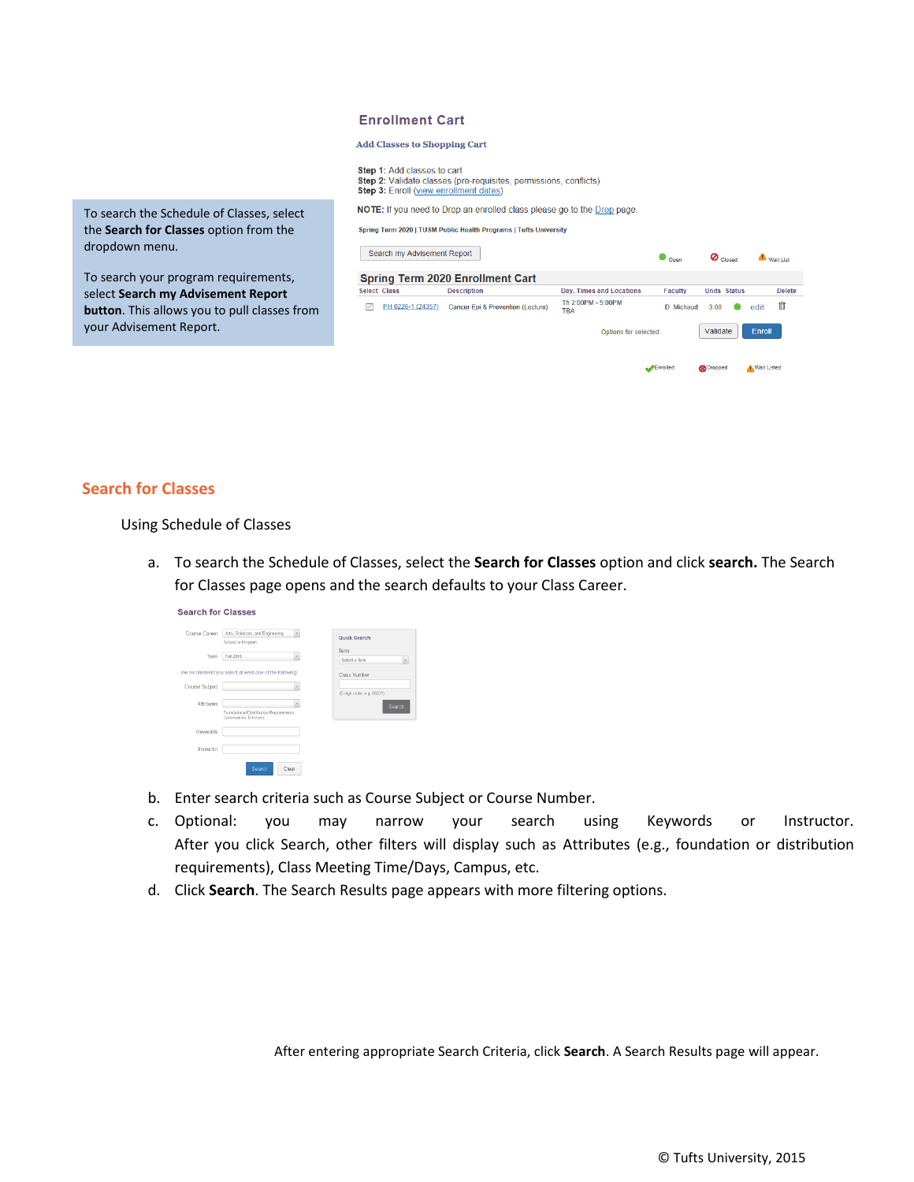To search the Schedule of Classes, select the **Search for Classes** option from the dropdown menu.

To search your program requirements, select **Search my Advisement Report button**. This allows you to pull classes from your Advisement Report.

## Search for Classes

Using Schedule of Classes

a. To search the Schedule of Classes, select the **Search for Classes** option and click **search.** The Search for Classes page opens and the search defaults to your Class Career.

b. Enter search criteria such as Course Subject or Course Number.

c. Optional: you may narrow your search using Keywords or Instructor. After you click Search, other filters will display such as Attributes (e.g., foundation or distribution requirements), Class Meeting Time/Days, Campus, etc.

d. Click **Search**. The Search Results page appears with more filtering options.

After entering appropriate Search Criteria, click **Search**. A Search Results page will appear.

© Tufts University, 2015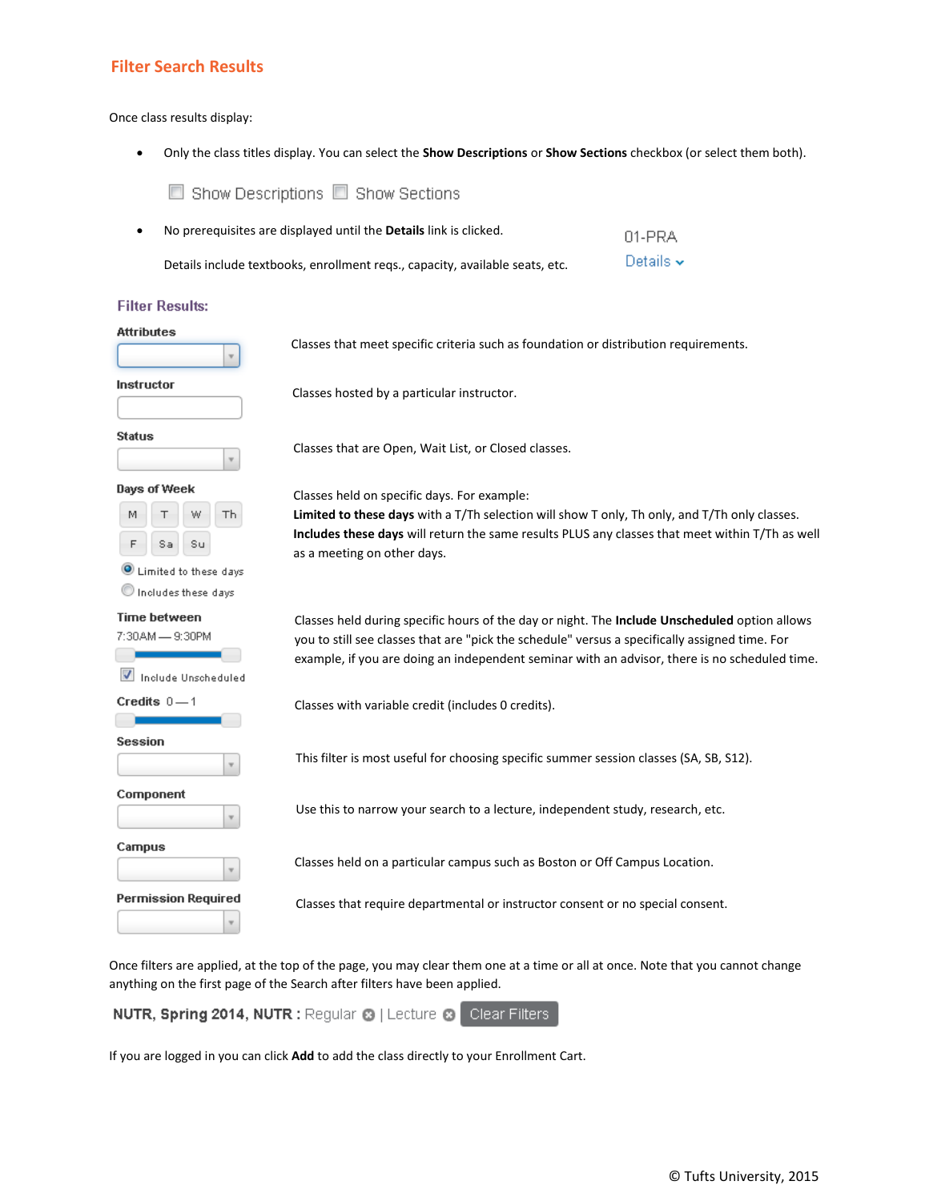## Filter Search Results

Once class results display:

- Only the class titles display. You can select the **Show Descriptions** or **Show Sections** checkbox (or select them both).

  ☐ Show Descriptions ☐ Show Sections

- No prerequisites are displayed until the **Details** link is clicked.

  Details include textbooks, enrollment reqs., capacity, available seats, etc.

  01-PRA
  Details ⌄

### Filter Results:

| Filter | Description |
|---|---|
| **Attributes** | Classes that meet specific criteria such as foundation or distribution requirements. |
| **Instructor** | Classes hosted by a particular instructor. |
| **Status** | Classes that are Open, Wait List, or Closed classes. |
| **Days of Week** (M, T, W, Th, F, Sa, Su; Limited to these days / Includes these days) | Classes held on specific days. For example: **Limited to these days** with a T/Th selection will show T only, Th only, and T/Th only classes. **Includes these days** will return the same results PLUS any classes that meet within T/Th as well as a meeting on other days. |
| **Time between** 7:30AM — 9:30PM (☑ Include Unscheduled) | Classes held during specific hours of the day or night. The **Include Unscheduled** option allows you to still see classes that are "pick the schedule" versus a specifically assigned time. For example, if you are doing an independent seminar with an advisor, there is no scheduled time. |
| **Credits** 0 — 1 | Classes with variable credit (includes 0 credits). |
| **Session** | This filter is most useful for choosing specific summer session classes (SA, SB, S12). |
| **Component** | Use this to narrow your search to a lecture, independent study, research, etc. |
| **Campus** | Classes held on a particular campus such as Boston or Off Campus Location. |
| **Permission Required** | Classes that require departmental or instructor consent or no special consent. |

Once filters are applied, at the top of the page, you may clear them one at a time or all at once. Note that you cannot change anything on the first page of the Search after filters have been applied.

**NUTR, Spring 2014, NUTR :** Regular ⊗ | Lecture ⊗ Clear Filters

If you are logged in you can click **Add** to add the class directly to your Enrollment Cart.

© Tufts University, 2015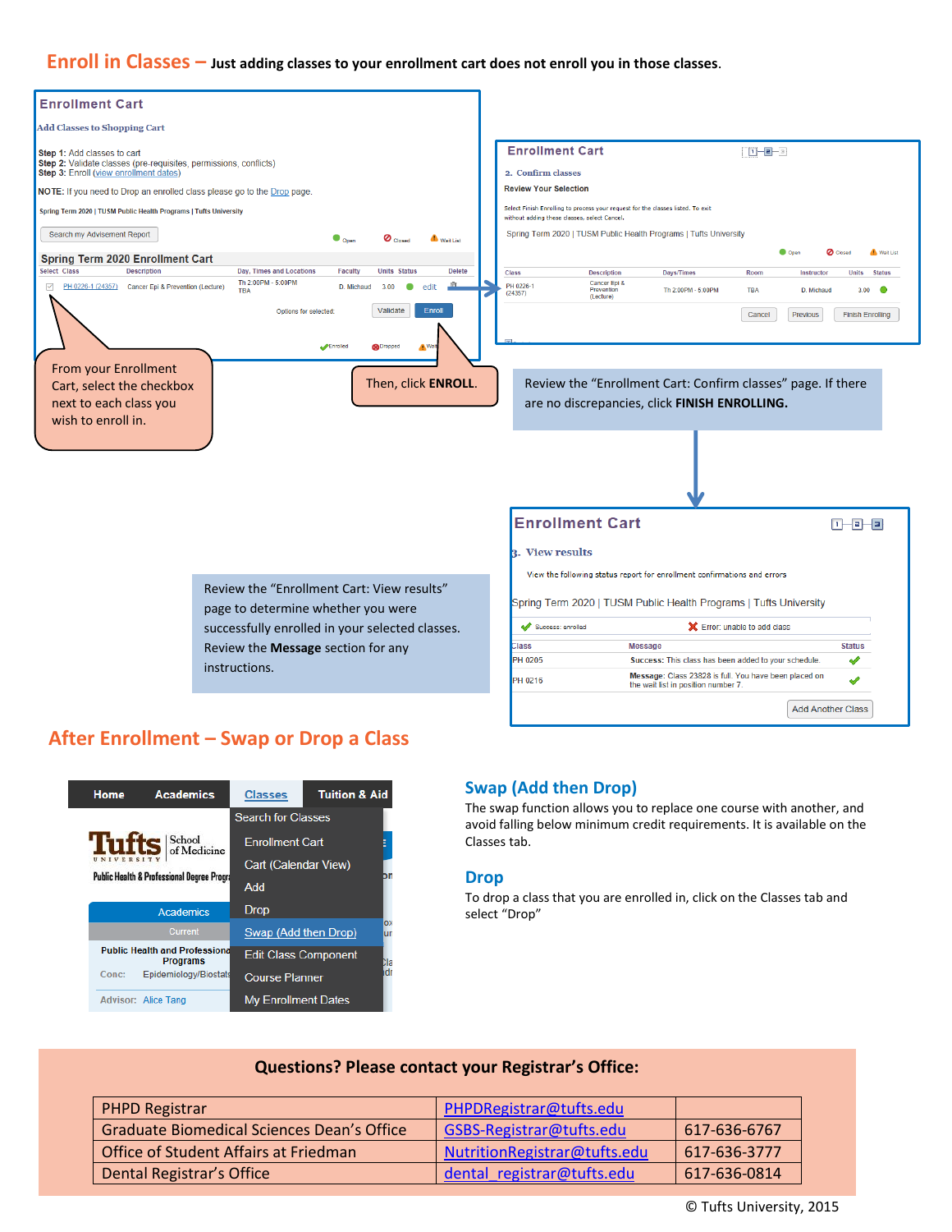## Enroll in Classes – Just adding classes to your enrollment cart does not enroll you in those classes.

**Enrollment Cart**

Add Classes to Shopping Cart

**Step 1:** Add classes to cart
**Step 2:** Validate classes (pre-requisites, permissions, conflicts)
**Step 3:** Enroll (view enrollment dates)

**NOTE:** If you need to Drop an enrolled class please go to the Drop page.

Spring Term 2020 | TUSM Public Health Programs | Tufts University

Search my Advisement Report

Open Closed Wait List

**Spring Term 2020 Enrollment Cart**

| Select | Class | Description | Day, Times and Locations | Faculty | Units | Status | Delete |
|---|---|---|---|---|---|---|---|
| ☑ | PH 0226-1 (24357) | Cancer Epi & Prevention (Lecture) | Th 2:00PM - 5:00PM TBA | D. Michaud | 3.00 | edit | |

Options for selected: Validate Enroll

Enrolled Dropped Wait

From your Enrollment Cart, select the checkbox next to each class you wish to enroll in.

Then, click **ENROLL**.

**Enrollment Cart**

2. Confirm classes

Review Your Selection

Select Finish Enrolling to process your request for the classes listed. To exit without adding these classes, select Cancel.

Spring Term 2020 | TUSM Public Health Programs | Tufts University

Open Closed Wait List

| Class | Description | Days/Times | Room | Instructor | Units | Status |
|---|---|---|---|---|---|---|
| PH 0226-1 (24357) | Cancer Epi & Prevention (Lecture) | Th 2:00PM - 5:00PM | TBA | D. Michaud | 3.00 | |

Cancel Previous Finish Enrolling

Review the "Enrollment Cart: Confirm classes" page. If there are no discrepancies, click **FINISH ENROLLING.**

**Enrollment Cart**

3. View results

View the following status report for enrollment confirmations and errors

Spring Term 2020 | TUSM Public Health Programs | Tufts University

✔ Success: enrolled ✘ Error: unable to add class

| Class | Message | Status |
|---|---|---|
| PH 0205 | **Success:** This class has been added to your schedule. | ✔ |
| PH 0216 | **Message:** Class 23828 is full. You have been placed on the wait list in position number 7. | ✔ |

Add Another Class

Review the "Enrollment Cart: View results" page to determine whether you were successfully enrolled in your selected classes. Review the **Message** section for any instructions.

## After Enrollment – Swap or Drop a Class

Home | Academics | Classes | Tuition & Aid

Search for Classes
Enrollment Cart
Cart (Calendar View)
Add
Drop
Swap (Add then Drop)
Edit Class Component
Course Planner
My Enrollment Dates

### Swap (Add then Drop)

The swap function allows you to replace one course with another, and avoid falling below minimum credit requirements. It is available on the Classes tab.

### Drop

To drop a class that you are enrolled in, click on the Classes tab and select "Drop"

**Questions? Please contact your Registrar's Office:**

| | | |
|---|---|---|
| PHPD Registrar | PHPDRegistrar@tufts.edu | |
| Graduate Biomedical Sciences Dean's Office | GSBS-Registrar@tufts.edu | 617-636-6767 |
| Office of Student Affairs at Friedman | NutritionRegistrar@tufts.edu | 617-636-3777 |
| Dental Registrar's Office | dental_registrar@tufts.edu | 617-636-0814 |

© Tufts University, 2015